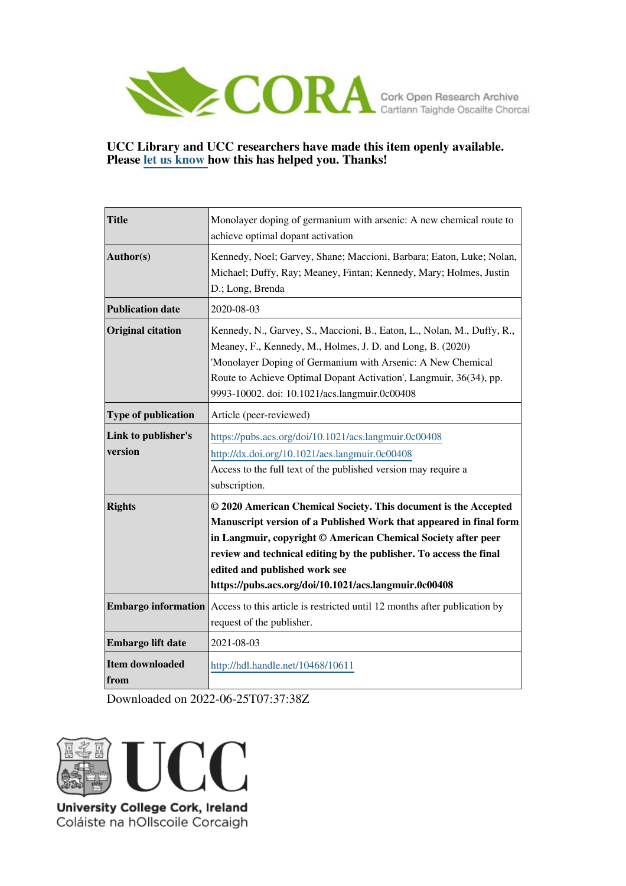CORA Cork Open Research Archive
Cartlann Taighde Oscailte Chorcaí

**UCC Library and UCC researchers have made this item openly available. Please let us know how this has helped you. Thanks!**

| **Title** | Monolayer doping of germanium with arsenic: A new chemical route to achieve optimal dopant activation |
|---|---|
| **Author(s)** | Kennedy, Noel; Garvey, Shane; Maccioni, Barbara; Eaton, Luke; Nolan, Michael; Duffy, Ray; Meaney, Fintan; Kennedy, Mary; Holmes, Justin D.; Long, Brenda |
| **Publication date** | 2020-08-03 |
| **Original citation** | Kennedy, N., Garvey, S., Maccioni, B., Eaton, L., Nolan, M., Duffy, R., Meaney, F., Kennedy, M., Holmes, J. D. and Long, B. (2020) 'Monolayer Doping of Germanium with Arsenic: A New Chemical Route to Achieve Optimal Dopant Activation', Langmuir, 36(34), pp. 9993-10002. doi: 10.1021/acs.langmuir.0c00408 |
| **Type of publication** | Article (peer-reviewed) |
| **Link to publisher's version** | https://pubs.acs.org/doi/10.1021/acs.langmuir.0c00408 http://dx.doi.org/10.1021/acs.langmuir.0c00408 Access to the full text of the published version may require a subscription. |
| **Rights** | **© 2020 American Chemical Society. This document is the Accepted Manuscript version of a Published Work that appeared in final form in Langmuir, copyright © American Chemical Society after peer review and technical editing by the publisher. To access the final edited and published work see https://pubs.acs.org/doi/10.1021/acs.langmuir.0c00408** |
| **Embargo information** | Access to this article is restricted until 12 months after publication by request of the publisher. |
| **Embargo lift date** | 2021-08-03 |
| **Item downloaded from** | http://hdl.handle.net/10468/10611 |

Downloaded on 2022-06-25T07:37:38Z

UCC
University College Cork, Ireland
Coláiste na hOllscoile Corcaigh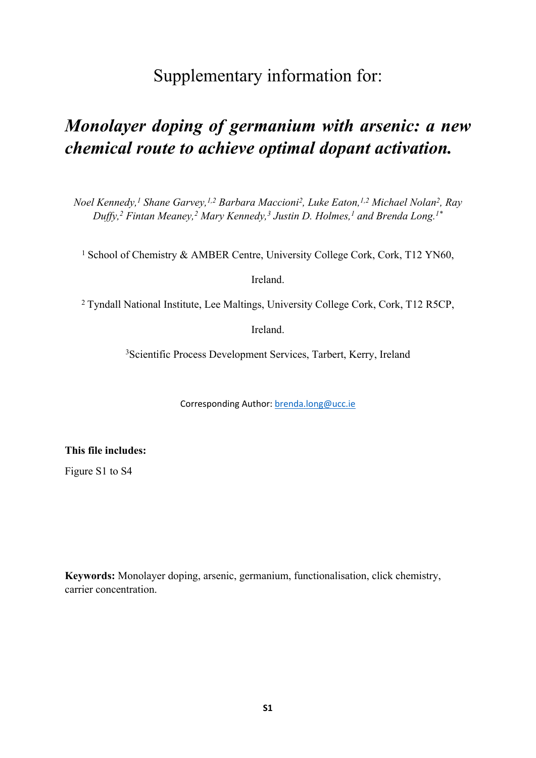Supplementary information for:

# *Monolayer doping of germanium with arsenic: a new chemical route to achieve optimal dopant activation.*

*Noel Kennedy,[1] Shane Garvey,[1,2] Barbara Maccioni[2], Luke Eaton,[1,2] Michael Nolan[2], Ray Duffy,[2] Fintan Meaney,[2] Mary Kennedy,[3] Justin D. Holmes,[1] and Brenda Long.[1*]*

[1] School of Chemistry & AMBER Centre, University College Cork, Cork, T12 YN60, Ireland.

[2] Tyndall National Institute, Lee Maltings, University College Cork, Cork, T12 R5CP, Ireland.

[3]Scientific Process Development Services, Tarbert, Kerry, Ireland

Corresponding Author: brenda.long@ucc.ie

**This file includes:**

Figure S1 to S4

**Keywords:** Monolayer doping, arsenic, germanium, functionalisation, click chemistry, carrier concentration.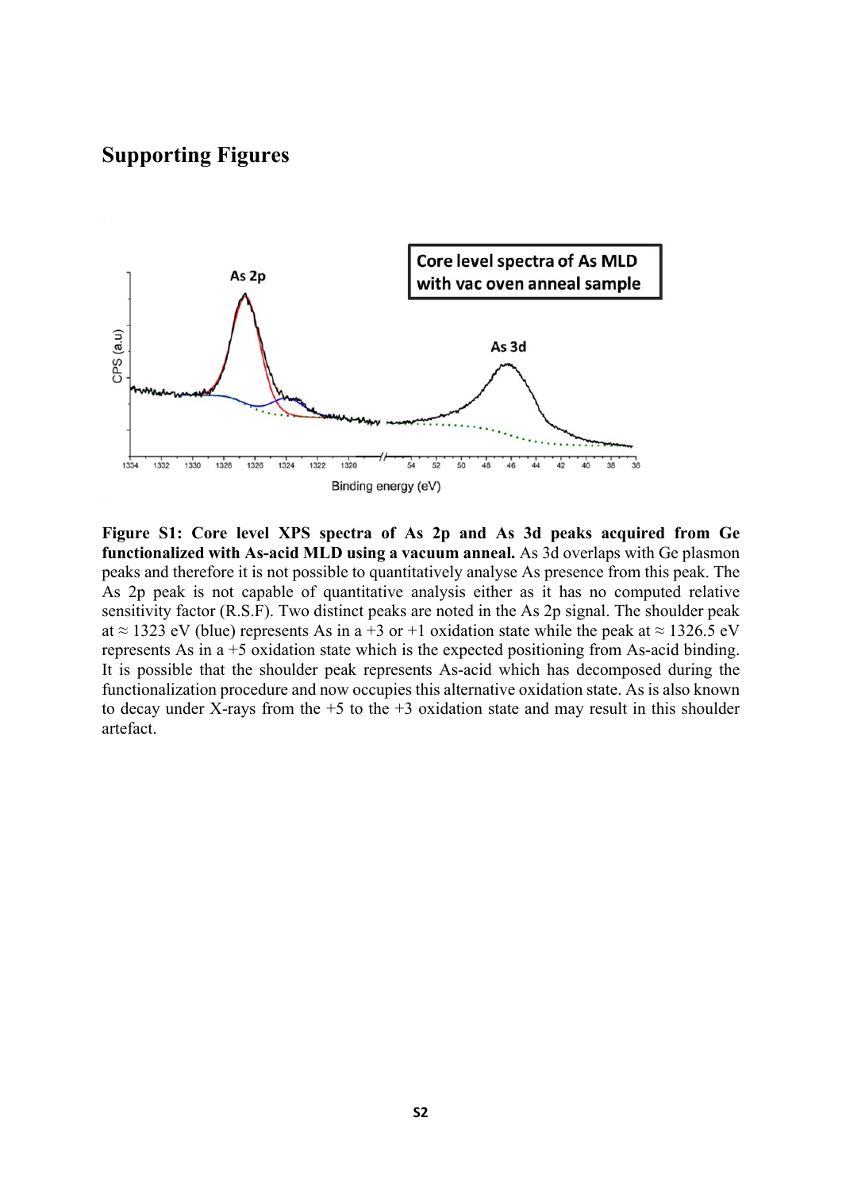## Supporting Figures

**Figure S1: Core level XPS spectra of As 2p and As 3d peaks acquired from Ge functionalized with As-acid MLD using a vacuum anneal.** As 3d overlaps with Ge plasmon peaks and therefore it is not possible to quantitatively analyse As presence from this peak. The As 2p peak is not capable of quantitative analysis either as it has no computed relative sensitivity factor (R.S.F). Two distinct peaks are noted in the As 2p signal. The shoulder peak at ≈ 1323 eV (blue) represents As in a +3 or +1 oxidation state while the peak at ≈ 1326.5 eV represents As in a +5 oxidation state which is the expected positioning from As-acid binding. It is possible that the shoulder peak represents As-acid which has decomposed during the functionalization procedure and now occupies this alternative oxidation state. As is also known to decay under X-rays from the +5 to the +3 oxidation state and may result in this shoulder artefact.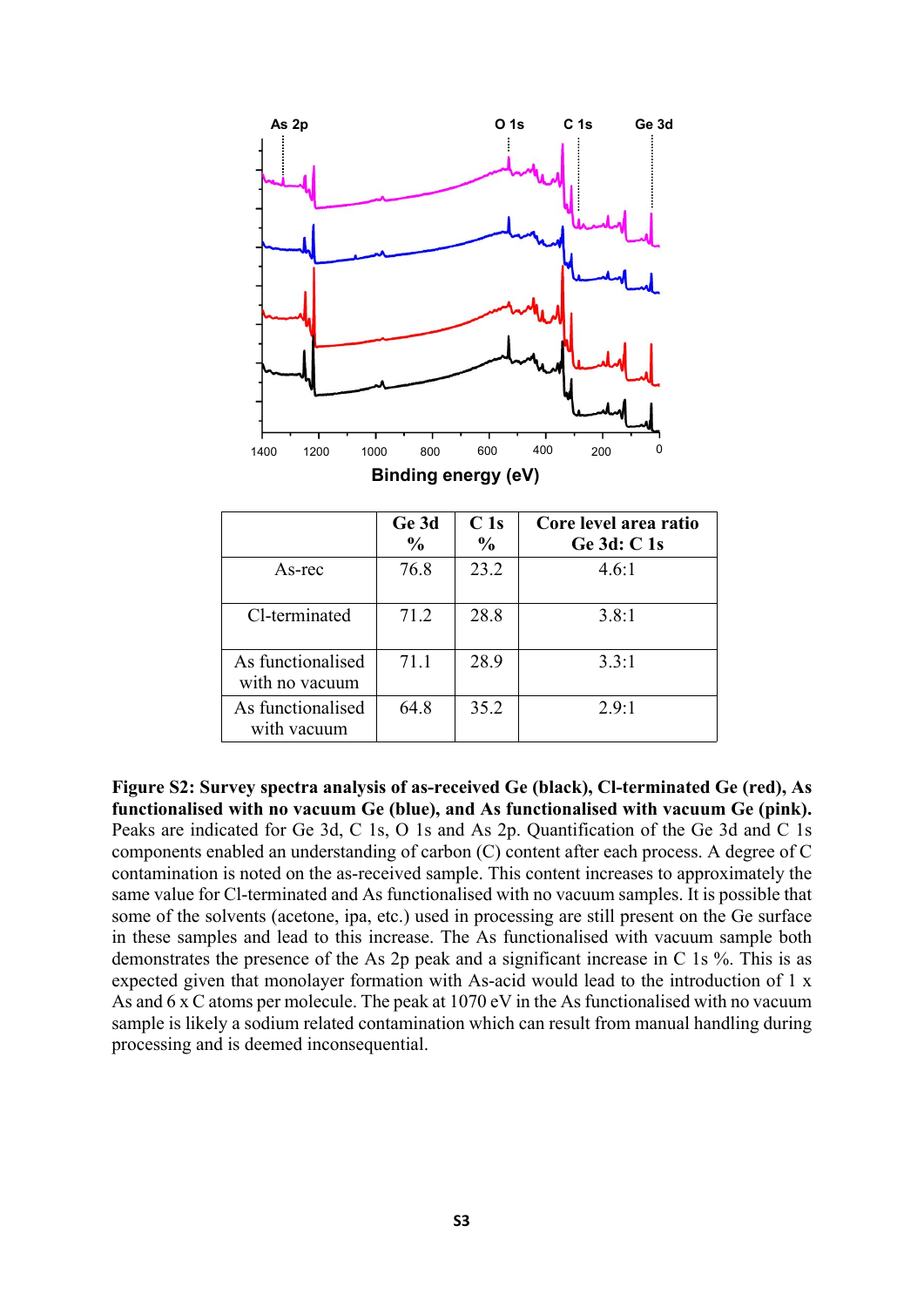| | Ge 3d % | C 1s % | Core level area ratio Ge 3d: C 1s |
|---|---|---|---|
| As-rec | 76.8 | 23.2 | 4.6:1 |
| Cl-terminated | 71.2 | 28.8 | 3.8:1 |
| As functionalised with no vacuum | 71.1 | 28.9 | 3.3:1 |
| As functionalised with vacuum | 64.8 | 35.2 | 2.9:1 |

**Figure S2: Survey spectra analysis of as-received Ge (black), Cl-terminated Ge (red), As functionalised with no vacuum Ge (blue), and As functionalised with vacuum Ge (pink).** Peaks are indicated for Ge 3d, C 1s, O 1s and As 2p. Quantification of the Ge 3d and C 1s components enabled an understanding of carbon (C) content after each process. A degree of C contamination is noted on the as-received sample. This content increases to approximately the same value for Cl-terminated and As functionalised with no vacuum samples. It is possible that some of the solvents (acetone, ipa, etc.) used in processing are still present on the Ge surface in these samples and lead to this increase. The As functionalised with vacuum sample both demonstrates the presence of the As 2p peak and a significant increase in C 1s %. This is as expected given that monolayer formation with As-acid would lead to the introduction of 1 x As and 6 x C atoms per molecule. The peak at 1070 eV in the As functionalised with no vacuum sample is likely a sodium related contamination which can result from manual handling during processing and is deemed inconsequential.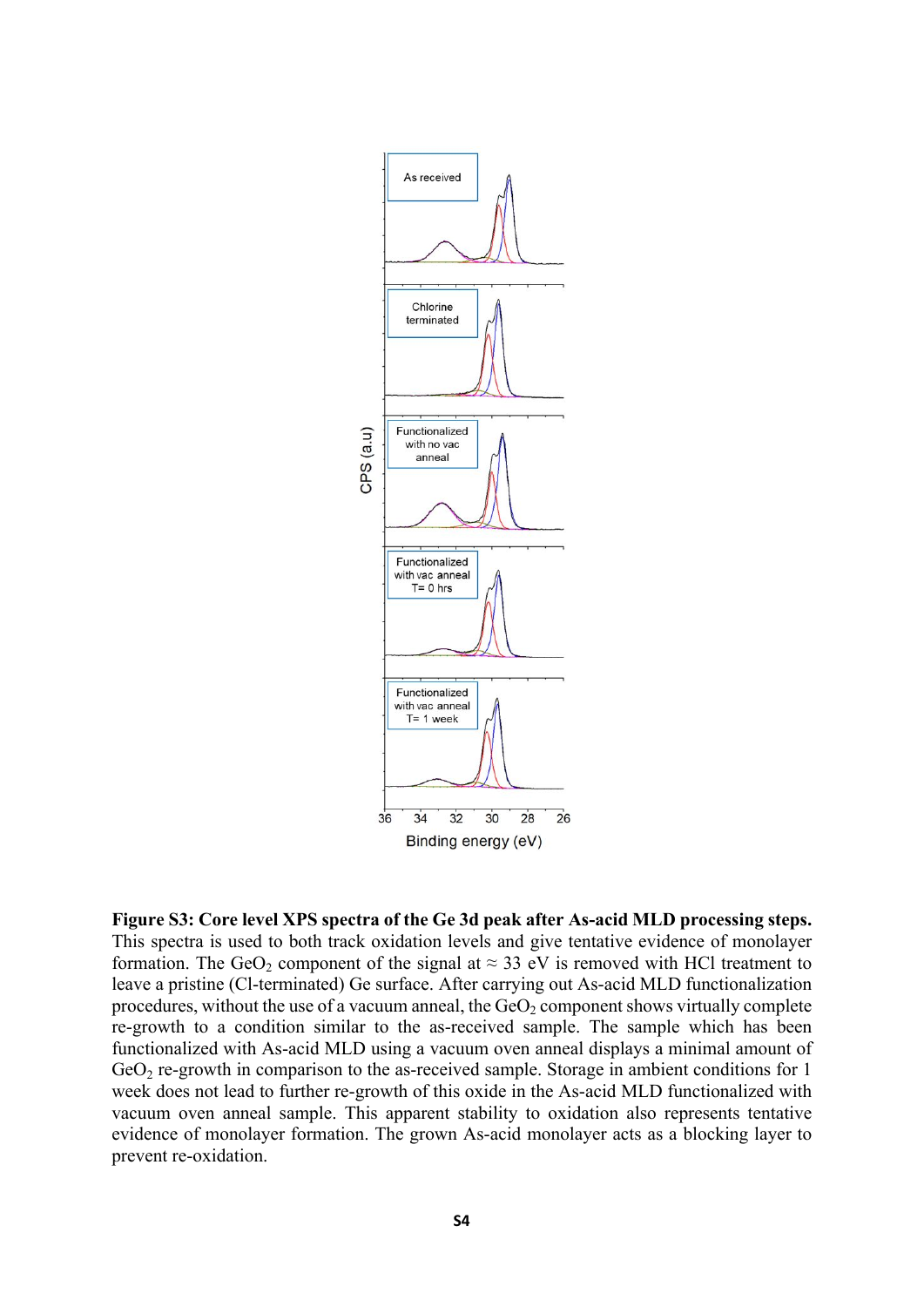**Figure S3: Core level XPS spectra of the Ge 3d peak after As-acid MLD processing steps.** This spectra is used to both track oxidation levels and give tentative evidence of monolayer formation. The $GeO_2$ component of the signal at ≈ 33 eV is removed with HCl treatment to leave a pristine (Cl-terminated) Ge surface. After carrying out As-acid MLD functionalization procedures, without the use of a vacuum anneal, the $GeO_2$ component shows virtually complete re-growth to a condition similar to the as-received sample. The sample which has been functionalized with As-acid MLD using a vacuum oven anneal displays a minimal amount of $GeO_2$ re-growth in comparison to the as-received sample. Storage in ambient conditions for 1 week does not lead to further re-growth of this oxide in the As-acid MLD functionalized with vacuum oven anneal sample. This apparent stability to oxidation also represents tentative evidence of monolayer formation. The grown As-acid monolayer acts as a blocking layer to prevent re-oxidation.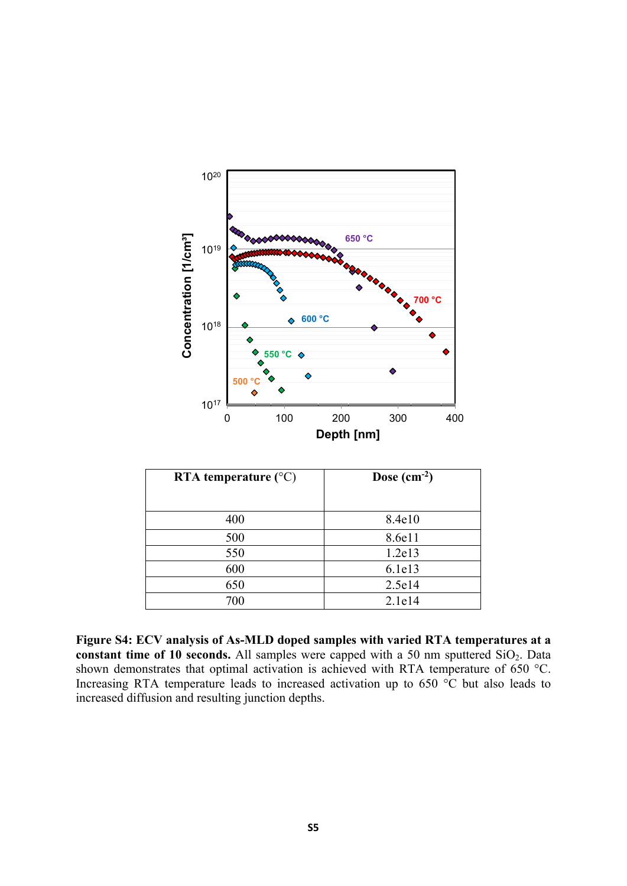$10^{20}$

$10^{19}$

$10^{18}$

$10^{17}$

Concentration [1/cm³]

0 100 200 300 400

Depth [nm]

650 °C

700 °C

600 °C

550 °C

500 °C

| RTA temperature (°C) | Dose ($cm^{-2}$) |
|---|---|
| 400 | 8.4e10 |
| 500 | 8.6e11 |
| 550 | 1.2e13 |
| 600 | 6.1e13 |
| 650 | 2.5e14 |
| 700 | 2.1e14 |

**Figure S4: ECV analysis of As-MLD doped samples with varied RTA temperatures at a constant time of 10 seconds.** All samples were capped with a 50 nm sputtered $SiO_2$. Data shown demonstrates that optimal activation is achieved with RTA temperature of 650 °C. Increasing RTA temperature leads to increased activation up to 650 °C but also leads to increased diffusion and resulting junction depths.